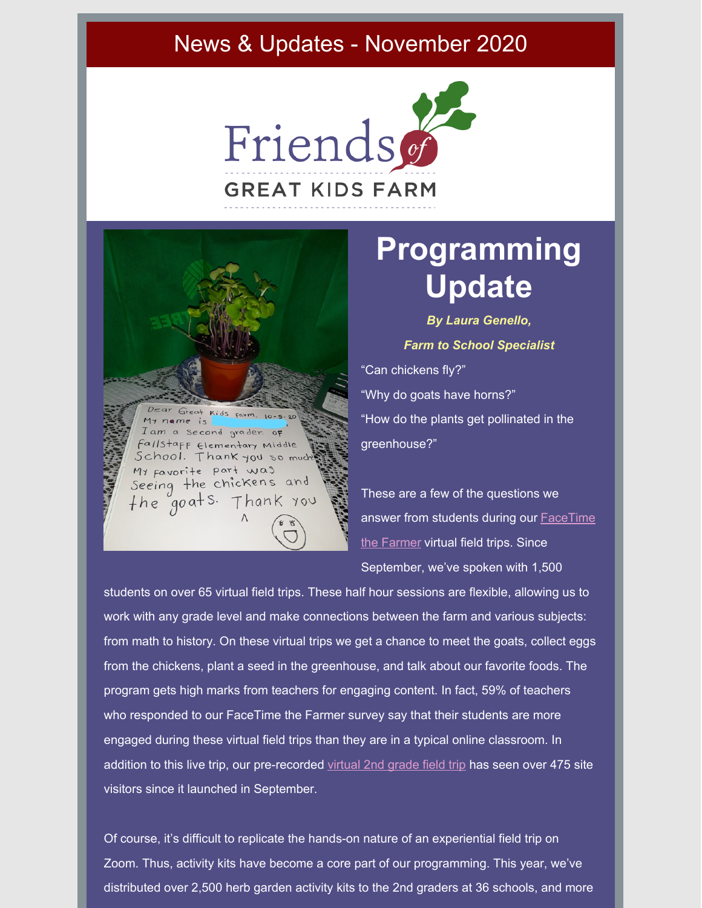# News & Updates - November 2020

Friends of GREAT KIDS FARM

Dear Great Kids Farm. 10-5-20
My name is
I am a second grader of
Fallstaff Elementary Middle
School. Thank you so much
My favorite part was
Seeing the chickens and
the goats. Thank you

## Programming Update

***By Laura Genello,***

***Farm to School Specialist***

"Can chickens fly?"

"Why do goats have horns?"

"How do the plants get pollinated in the greenhouse?"

These are a few of the questions we answer from students during our FaceTime the Farmer virtual field trips. Since September, we've spoken with 1,500 students on over 65 virtual field trips. These half hour sessions are flexible, allowing us to work with any grade level and make connections between the farm and various subjects: from math to history. On these virtual trips we get a chance to meet the goats, collect eggs from the chickens, plant a seed in the greenhouse, and talk about our favorite foods. The program gets high marks from teachers for engaging content. In fact, 59% of teachers who responded to our FaceTime the Farmer survey say that their students are more engaged during these virtual field trips than they are in a typical online classroom. In addition to this live trip, our pre-recorded virtual 2nd grade field trip has seen over 475 site visitors since it launched in September.

Of course, it's difficult to replicate the hands-on nature of an experiential field trip on Zoom. Thus, activity kits have become a core part of our programming. This year, we've distributed over 2,500 herb garden activity kits to the 2nd graders at 36 schools, and more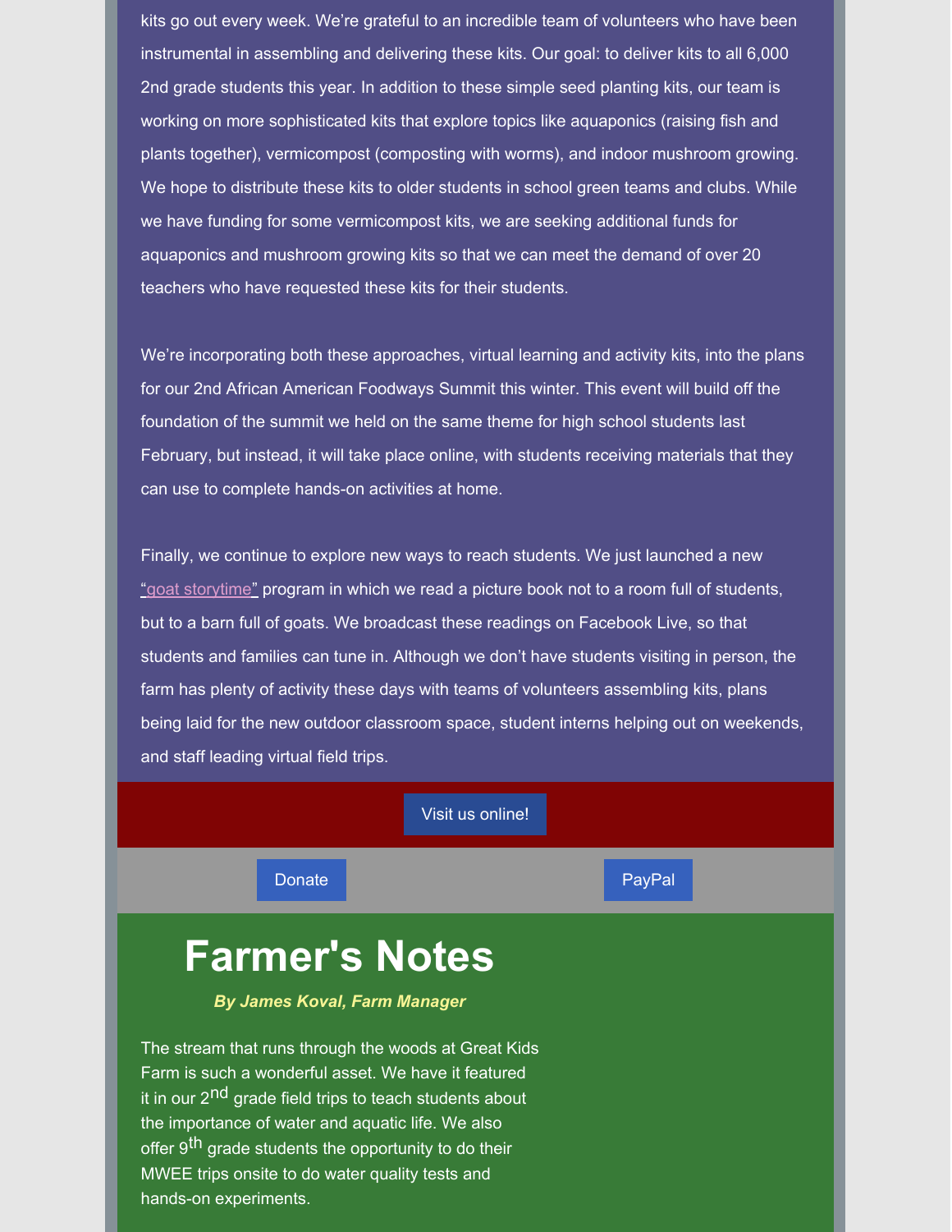kits go out every week. We're grateful to an incredible team of volunteers who have been instrumental in assembling and delivering these kits. Our goal: to deliver kits to all 6,000 2nd grade students this year. In addition to these simple seed planting kits, our team is working on more sophisticated kits that explore topics like aquaponics (raising fish and plants together), vermicompost (composting with worms), and indoor mushroom growing. We hope to distribute these kits to older students in school green teams and clubs. While we have funding for some vermicompost kits, we are seeking additional funds for aquaponics and mushroom growing kits so that we can meet the demand of over 20 teachers who have requested these kits for their students.

We're incorporating both these approaches, virtual learning and activity kits, into the plans for our 2nd African American Foodways Summit this winter. This event will build off the foundation of the summit we held on the same theme for high school students last February, but instead, it will take place online, with students receiving materials that they can use to complete hands-on activities at home.

Finally, we continue to explore new ways to reach students. We just launched a new "goat storytime" program in which we read a picture book not to a room full of students, but to a barn full of goats. We broadcast these readings on Facebook Live, so that students and families can tune in. Although we don't have students visiting in person, the farm has plenty of activity these days with teams of volunteers assembling kits, plans being laid for the new outdoor classroom space, student interns helping out on weekends, and staff leading virtual field trips.

Visit us online!

Donate

PayPal

# Farmer's Notes

***By James Koval, Farm Manager***

The stream that runs through the woods at Great Kids Farm is such a wonderful asset. We have it featured it in our 2nd grade field trips to teach students about the importance of water and aquatic life. We also offer 9th grade students the opportunity to do their MWEE trips onsite to do water quality tests and hands-on experiments.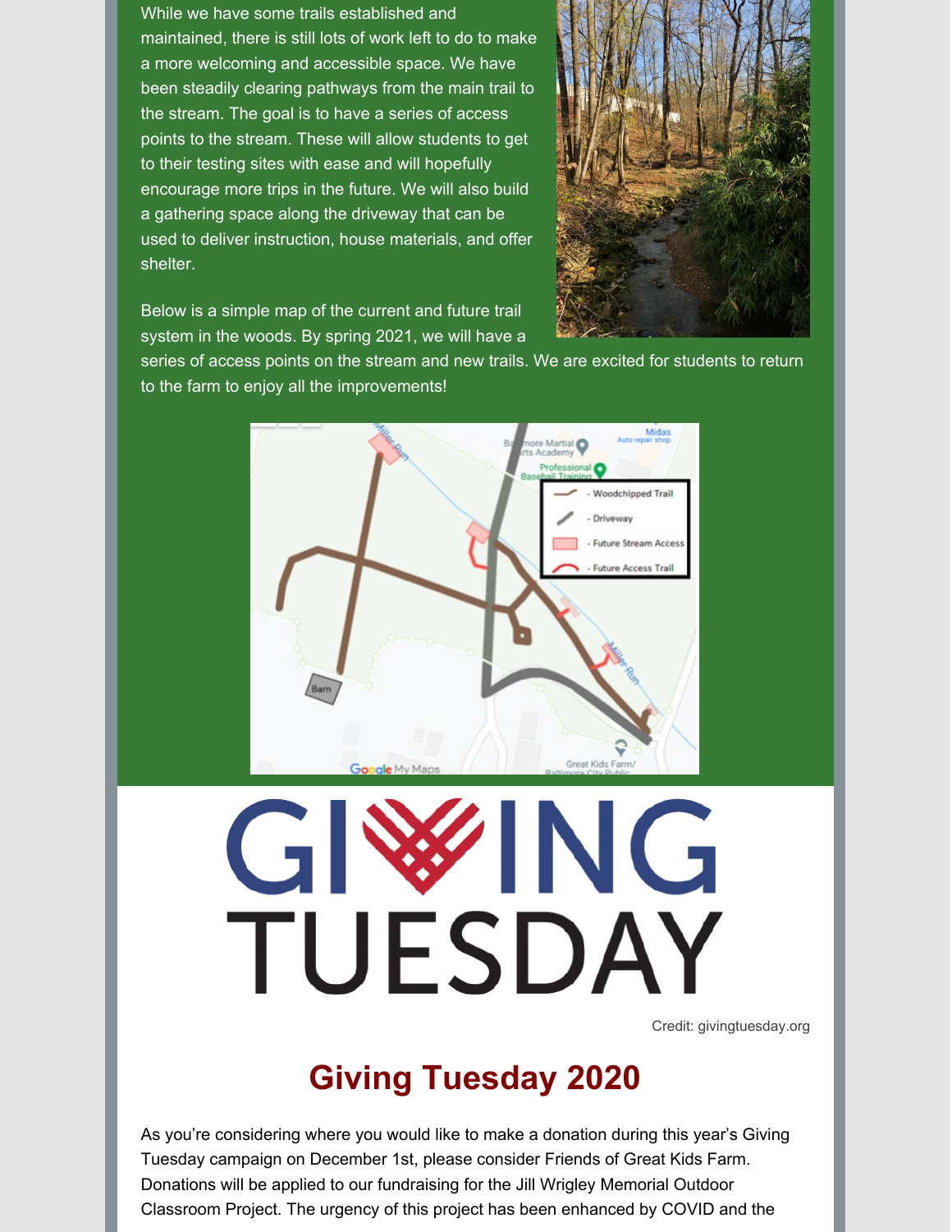While we have some trails established and maintained, there is still lots of work left to do to make a more welcoming and accessible space. We have been steadily clearing pathways from the main trail to the stream. The goal is to have a series of access points to the stream. These will allow students to get to their testing sites with ease and will hopefully encourage more trips in the future. We will also build a gathering space along the driveway that can be used to deliver instruction, house materials, and offer shelter.

Below is a simple map of the current and future trail system in the woods. By spring 2021, we will have a series of access points on the stream and new trails. We are excited for students to return to the farm to enjoy all the improvements!

Credit: givingtuesday.org

## Giving Tuesday 2020

As you're considering where you would like to make a donation during this year's Giving Tuesday campaign on December 1st, please consider Friends of Great Kids Farm. Donations will be applied to our fundraising for the Jill Wrigley Memorial Outdoor Classroom Project. The urgency of this project has been enhanced by COVID and the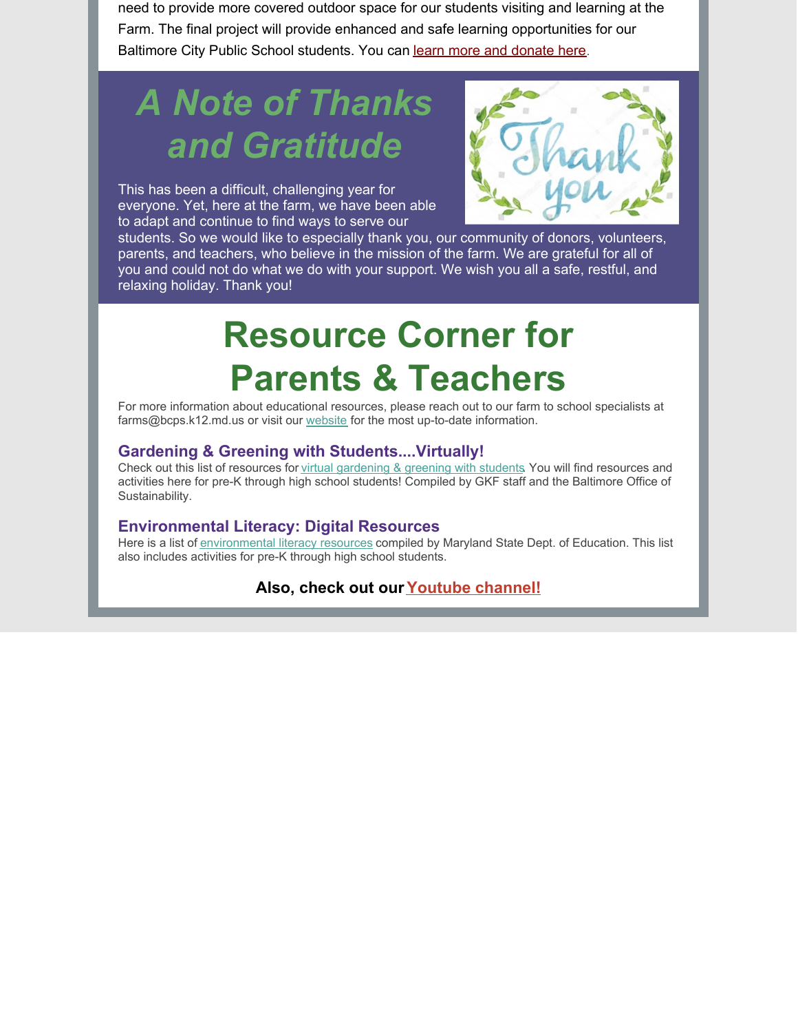need to provide more covered outdoor space for our students visiting and learning at the Farm. The final project will provide enhanced and safe learning opportunities for our Baltimore City Public School students. You can learn more and donate here.

## *A Note of Thanks and Gratitude*

This has been a difficult, challenging year for everyone. Yet, here at the farm, we have been able to adapt and continue to find ways to serve our students. So we would like to especially thank you, our community of donors, volunteers, parents, and teachers, who believe in the mission of the farm. We are grateful for all of you and could not do what we do with your support. We wish you all a safe, restful, and relaxing holiday. Thank you!

# Resource Corner for Parents & Teachers

For more information about educational resources, please reach out to our farm to school specialists at farms@bcps.k12.md.us or visit our website for the most up-to-date information.

### Gardening & Greening with Students....Virtually!

Check out this list of resources for virtual gardening & greening with students. You will find resources and activities here for pre-K through high school students! Compiled by GKF staff and the Baltimore Office of Sustainability.

### Environmental Literacy: Digital Resources

Here is a list of environmental literacy resources compiled by Maryland State Dept. of Education. This list also includes activities for pre-K through high school students.

**Also, check out our Youtube channel!**